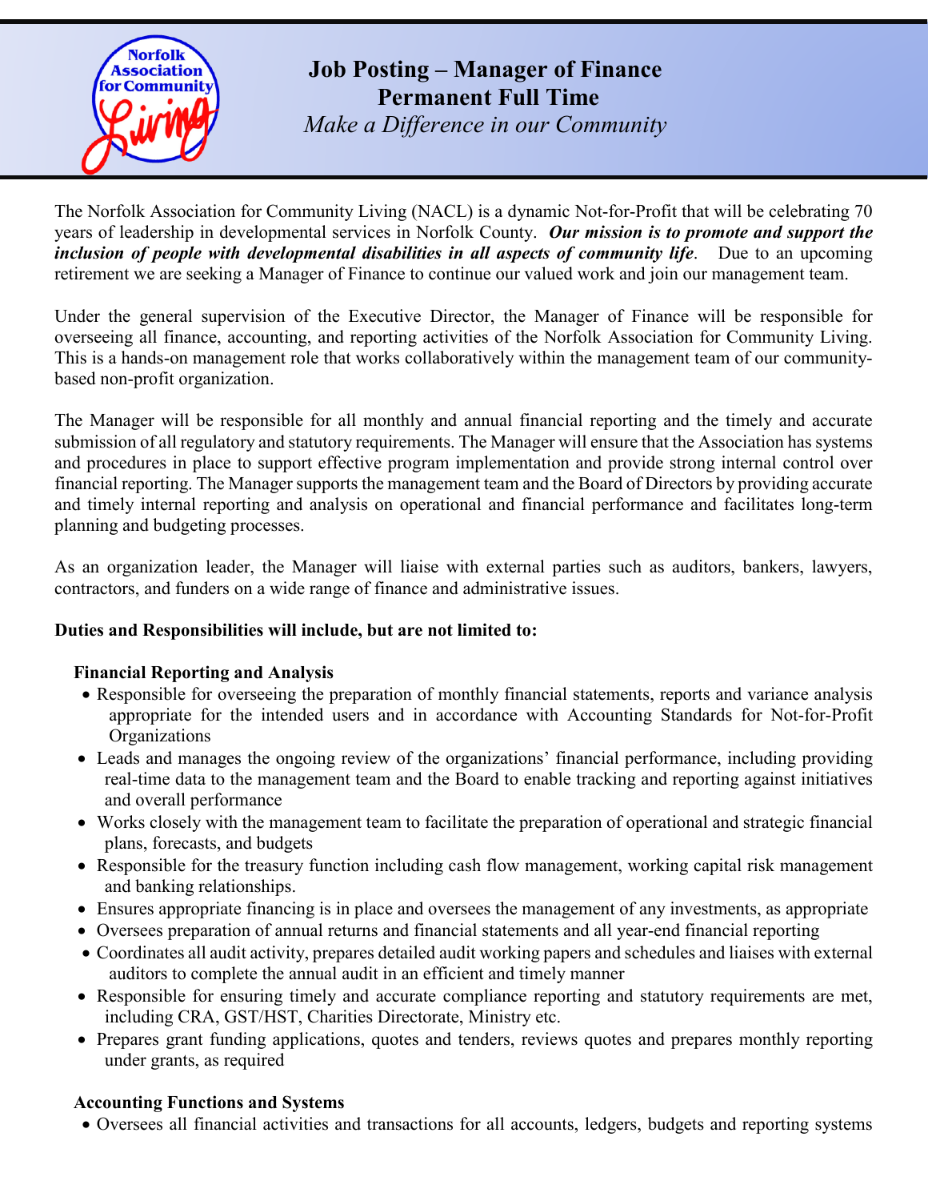# Job Posting – Manager of Finance

## Permanent Full Time

*Make a Difference in our Community*

The Norfolk Association for Community Living (NACL) is a dynamic Not-for-Profit that will be celebrating 70 years of leadership in developmental services in Norfolk County. ***Our mission is to promote and support the inclusion of people with developmental disabilities in all aspects of community life***. Due to an upcoming retirement we are seeking a Manager of Finance to continue our valued work and join our management team.

Under the general supervision of the Executive Director, the Manager of Finance will be responsible for overseeing all finance, accounting, and reporting activities of the Norfolk Association for Community Living. This is a hands-on management role that works collaboratively within the management team of our community-based non-profit organization.

The Manager will be responsible for all monthly and annual financial reporting and the timely and accurate submission of all regulatory and statutory requirements. The Manager will ensure that the Association has systems and procedures in place to support effective program implementation and provide strong internal control over financial reporting. The Manager supports the management team and the Board of Directors by providing accurate and timely internal reporting and analysis on operational and financial performance and facilitates long-term planning and budgeting processes.

As an organization leader, the Manager will liaise with external parties such as auditors, bankers, lawyers, contractors, and funders on a wide range of finance and administrative issues.

**Duties and Responsibilities will include, but are not limited to:**

**Financial Reporting and Analysis**

- Responsible for overseeing the preparation of monthly financial statements, reports and variance analysis appropriate for the intended users and in accordance with Accounting Standards for Not-for-Profit Organizations
- Leads and manages the ongoing review of the organizations' financial performance, including providing real-time data to the management team and the Board to enable tracking and reporting against initiatives and overall performance
- Works closely with the management team to facilitate the preparation of operational and strategic financial plans, forecasts, and budgets
- Responsible for the treasury function including cash flow management, working capital risk management and banking relationships.
- Ensures appropriate financing is in place and oversees the management of any investments, as appropriate
- Oversees preparation of annual returns and financial statements and all year-end financial reporting
- Coordinates all audit activity, prepares detailed audit working papers and schedules and liaises with external auditors to complete the annual audit in an efficient and timely manner
- Responsible for ensuring timely and accurate compliance reporting and statutory requirements are met, including CRA, GST/HST, Charities Directorate, Ministry etc.
- Prepares grant funding applications, quotes and tenders, reviews quotes and prepares monthly reporting under grants, as required

**Accounting Functions and Systems**

- Oversees all financial activities and transactions for all accounts, ledgers, budgets and reporting systems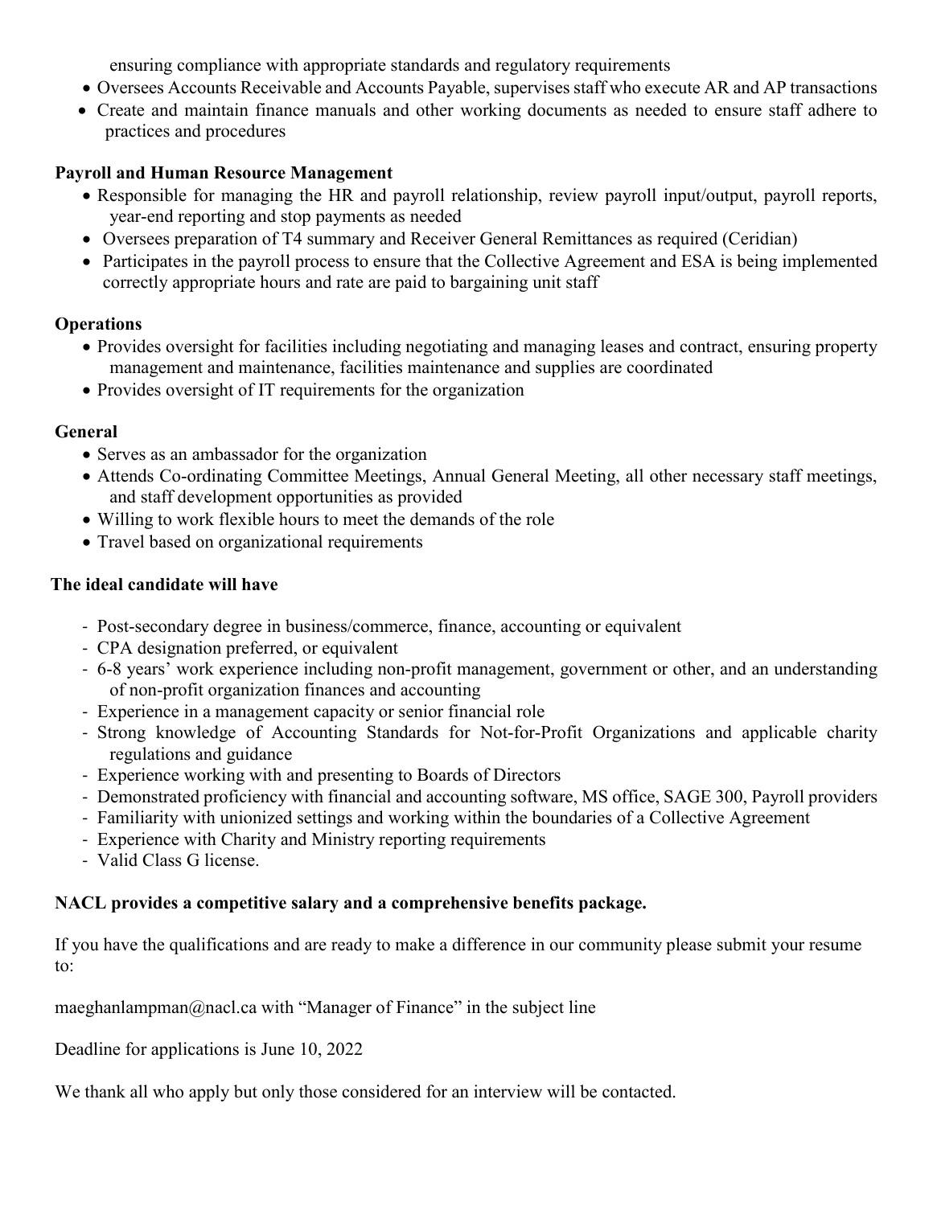ensuring compliance with appropriate standards and regulatory requirements

- Oversees Accounts Receivable and Accounts Payable, supervises staff who execute AR and AP transactions
- Create and maintain finance manuals and other working documents as needed to ensure staff adhere to practices and procedures

**Payroll and Human Resource Management**

- Responsible for managing the HR and payroll relationship, review payroll input/output, payroll reports, year-end reporting and stop payments as needed
- Oversees preparation of T4 summary and Receiver General Remittances as required (Ceridian)
- Participates in the payroll process to ensure that the Collective Agreement and ESA is being implemented correctly appropriate hours and rate are paid to bargaining unit staff

**Operations**

- Provides oversight for facilities including negotiating and managing leases and contract, ensuring property management and maintenance, facilities maintenance and supplies are coordinated
- Provides oversight of IT requirements for the organization

**General**

- Serves as an ambassador for the organization
- Attends Co-ordinating Committee Meetings, Annual General Meeting, all other necessary staff meetings, and staff development opportunities as provided
- Willing to work flexible hours to meet the demands of the role
- Travel based on organizational requirements

**The ideal candidate will have**

- Post-secondary degree in business/commerce, finance, accounting or equivalent
- CPA designation preferred, or equivalent
- 6-8 years' work experience including non-profit management, government or other, and an understanding of non-profit organization finances and accounting
- Experience in a management capacity or senior financial role
- Strong knowledge of Accounting Standards for Not-for-Profit Organizations and applicable charity regulations and guidance
- Experience working with and presenting to Boards of Directors
- Demonstrated proficiency with financial and accounting software, MS office, SAGE 300, Payroll providers
- Familiarity with unionized settings and working within the boundaries of a Collective Agreement
- Experience with Charity and Ministry reporting requirements
- Valid Class G license.

**NACL provides a competitive salary and a comprehensive benefits package.**

If you have the qualifications and are ready to make a difference in our community please submit your resume to:

maeghanlampman@nacl.ca with "Manager of Finance" in the subject line

Deadline for applications is June 10, 2022

We thank all who apply but only those considered for an interview will be contacted.